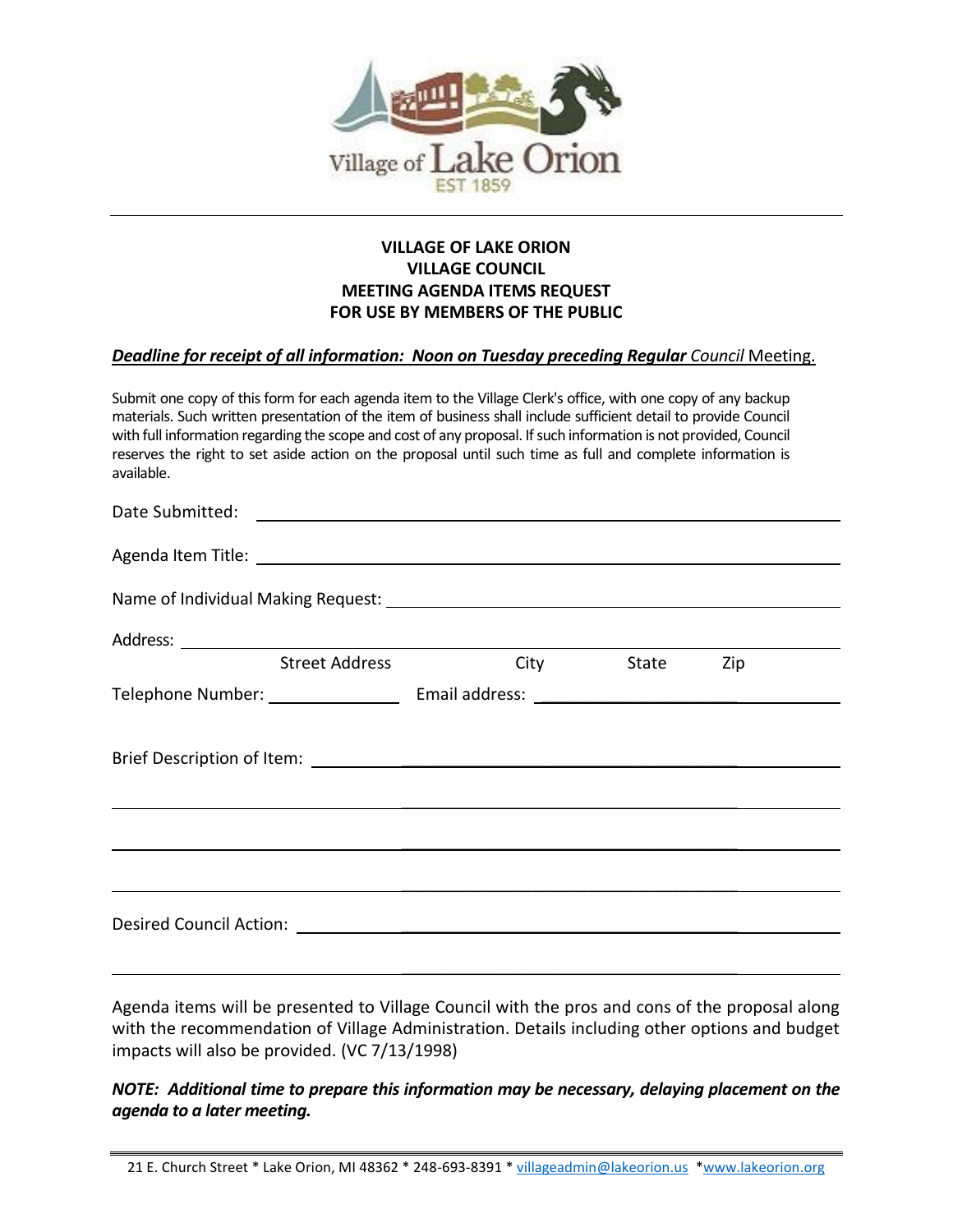Village of Lake Orion
EST 1859

**VILLAGE OF LAKE ORION**
**VILLAGE COUNCIL**
**MEETING AGENDA ITEMS REQUEST**
**FOR USE BY MEMBERS OF THE PUBLIC**

***Deadline for receipt of all information: Noon on Tuesday preceding Regular** Council* Meeting.

Submit one copy of this form for each agenda item to the Village Clerk's office, with one copy of any backup materials. Such written presentation of the item of business shall include sufficient detail to provide Council with full information regarding the scope and cost of any proposal. If such information is not provided, Council reserves the right to set aside action on the proposal until such time as full and complete information is available.

Date Submitted: ______________________________

Agenda Item Title: ______________________________

Name of Individual Making Request: ______________________________

Address: ______________________________
Street Address City State Zip

Telephone Number: ______________ Email address: ______________________________

Brief Description of Item: ______________________________

______________________________

______________________________

______________________________

Desired Council Action: ______________________________

______________________________

Agenda items will be presented to Village Council with the pros and cons of the proposal along with the recommendation of Village Administration. Details including other options and budget impacts will also be provided. (VC 7/13/1998)

***NOTE: Additional time to prepare this information may be necessary, delaying placement on the agenda to a later meeting.***

21 E. Church Street * Lake Orion, MI 48362 * 248-693-8391 * villageadmin@lakeorion.us *www.lakeorion.org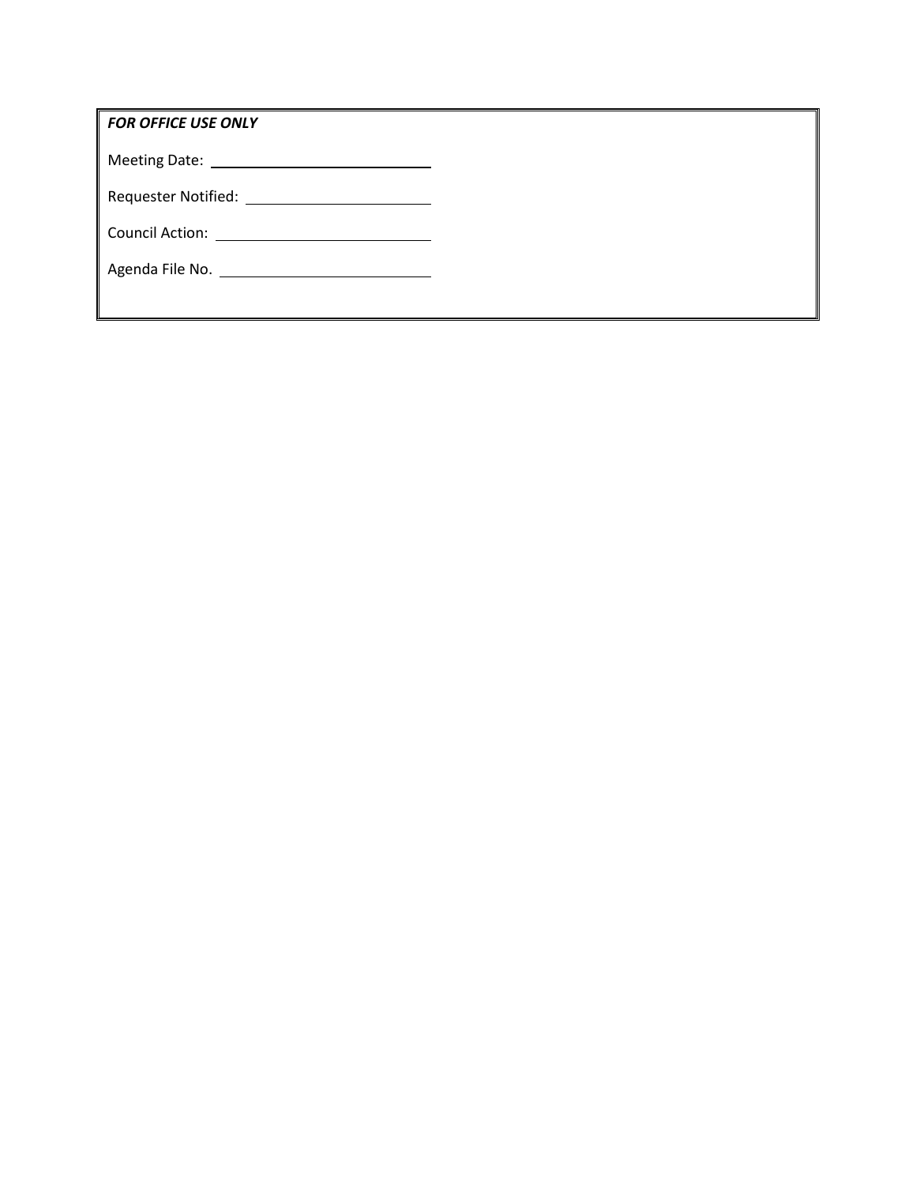***FOR OFFICE USE ONLY***

Meeting Date: ______________________________

Requester Notified: __________________________

Council Action: ______________________________

Agenda File No. ______________________________